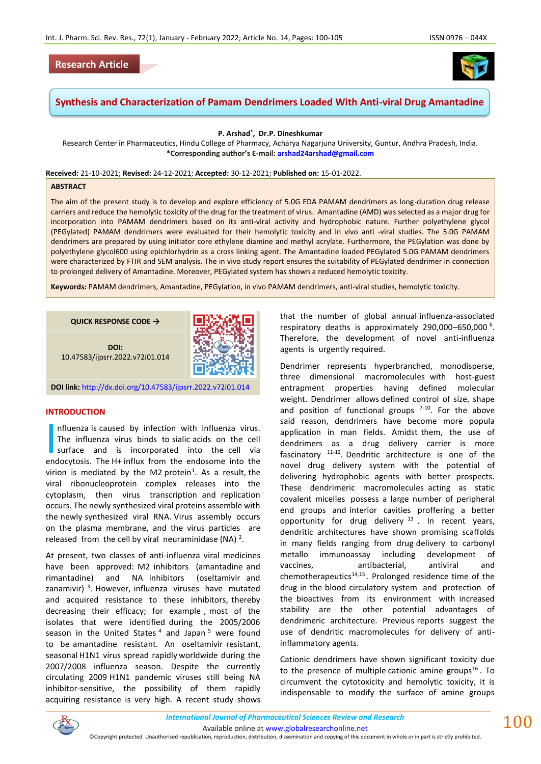Research Article

# Synthesis and Characterization of Pamam Dendrimers Loaded With Anti-viral Drug Amantadine

**P. Arshad\*, Dr.P. Dineshkumar**

Research Center in Pharmaceutics, Hindu College of Pharmacy, Acharya Nagarjuna University, Guntur, Andhra Pradesh, India.

**\*Corresponding author's E-mail:** arshad24arshad@gmail.com

**Received:** 21-10-2021; **Revised:** 24-12-2021; **Accepted:** 30-12-2021; **Published on:** 15-01-2022.

## ABSTRACT

The aim of the present study is to develop and explore efficiency of 5.0G EDA PAMAM dendrimers as long-duration drug release carriers and reduce the hemolytic toxicity of the drug for the treatment of virus. Amantadine (AMD) was selected as a major drug for incorporation into PAMAM dendrimers based on its anti-viral activity and hydrophobic nature. Further polyethylene glycol (PEGylated) PAMAM dendrimers were evaluated for their hemolytic toxicity and in vivo anti -viral studies. The 5.0G PAMAM dendrimers are prepared by using initiator core ethylene diamine and methyl acrylate. Furthermore, the PEGylation was done by polyethylene glycol600 using epichlorhydrin as a cross linking agent. The Amantadine loaded PEGylated 5.0G PAMAM dendrimers were characterized by FTIR and SEM analysis. The in vivo study report ensures the suitability of PEGylated dendrimer in connection to prolonged delivery of Amantadine. Moreover, PEGylated system has shown a reduced hemolytic toxicity.

**Keywords:** PAMAM dendrimers, Amantadine, PEGylation, in vivo PAMAM dendrimers, anti-viral studies, hemolytic toxicity.

QUICK RESPONSE CODE →

DOI: 10.47583/ijpsrr.2022.v72i01.014

**DOI link:** http://dx.doi.org/10.47583/ijpsrr.2022.v72i01.014

## INTRODUCTION

Influenza is caused by infection with influenza virus. The influenza virus binds to sialic acids on the cell surface and is incorporated into the cell via endocytosis. The H+ influx from the endosome into the virion is mediated by the M2 protein[1]. As a result, the viral ribonucleoprotein complex releases into the cytoplasm, then virus transcription and replication occurs. The newly synthesized viral proteins assemble with the newly synthesized viral RNA. Virus assembly occurs on the plasma membrane, and the virus particles are released from the cell by viral neuraminidase (NA) [2].

At present, two classes of anti-influenza viral medicines have been approved: M2 inhibitors (amantadine and rimantadine) and NA inhibitors (oseltamivir and zanamivir) [3]. However, influenza viruses have mutated and acquired resistance to these inhibitors, thereby decreasing their efficacy; for example , most of the isolates that were identified during the 2005/2006 season in the United States [4] and Japan [5] were found to be amantadine resistant. An oseltamivir resistant, seasonal H1N1 virus spread rapidly worldwide during the 2007/2008 influenza season. Despite the currently circulating 2009 H1N1 pandemic viruses still being NA inhibitor-sensitive, the possibility of them rapidly acquiring resistance is very high. A recent study shows that the number of global annual influenza-associated respiratory deaths is approximately 290,000–650,000 [6]. Therefore, the development of novel anti-influenza agents is urgently required.

Dendrimer represents hyperbranched, monodisperse, three dimensional macromolecules with host-guest entrapment properties having defined molecular weight. Dendrimer allows defined control of size, shape and position of functional groups [7-10]. For the above said reason, dendrimers have become more popula application in man fields. Amidst them, the use of dendrimers as a drug delivery carrier is more fascinatory [11-12]. Dendritic architecture is one of the novel drug delivery system with the potential of delivering hydrophobic agents with better prospects. These dendrimeric macromolecules acting as static covalent micelles possess a large number of peripheral end groups and interior cavities proffering a better opportunity for drug delivery [13]. In recent years, dendritic architectures have shown promising scaffolds in many fields ranging from drug delivery to carbonyl metallo immunoassay including development of vaccines, antibacterial, antiviral and chemotherapeutics[14,15]. Prolonged residence time of the drug in the blood circulatory system and protection of the bioactives from its environment with increased stability are the other potential advantages of dendrimeric architecture. Previous reports suggest the use of dendritic macromolecules for delivery of anti-inflammatory agents.

Cationic dendrimers have shown significant toxicity due to the presence of multiple cationic amine groups[16]. To circumvent the cytotoxicity and hemolytic toxicity, it is indispensable to modify the surface of amine groups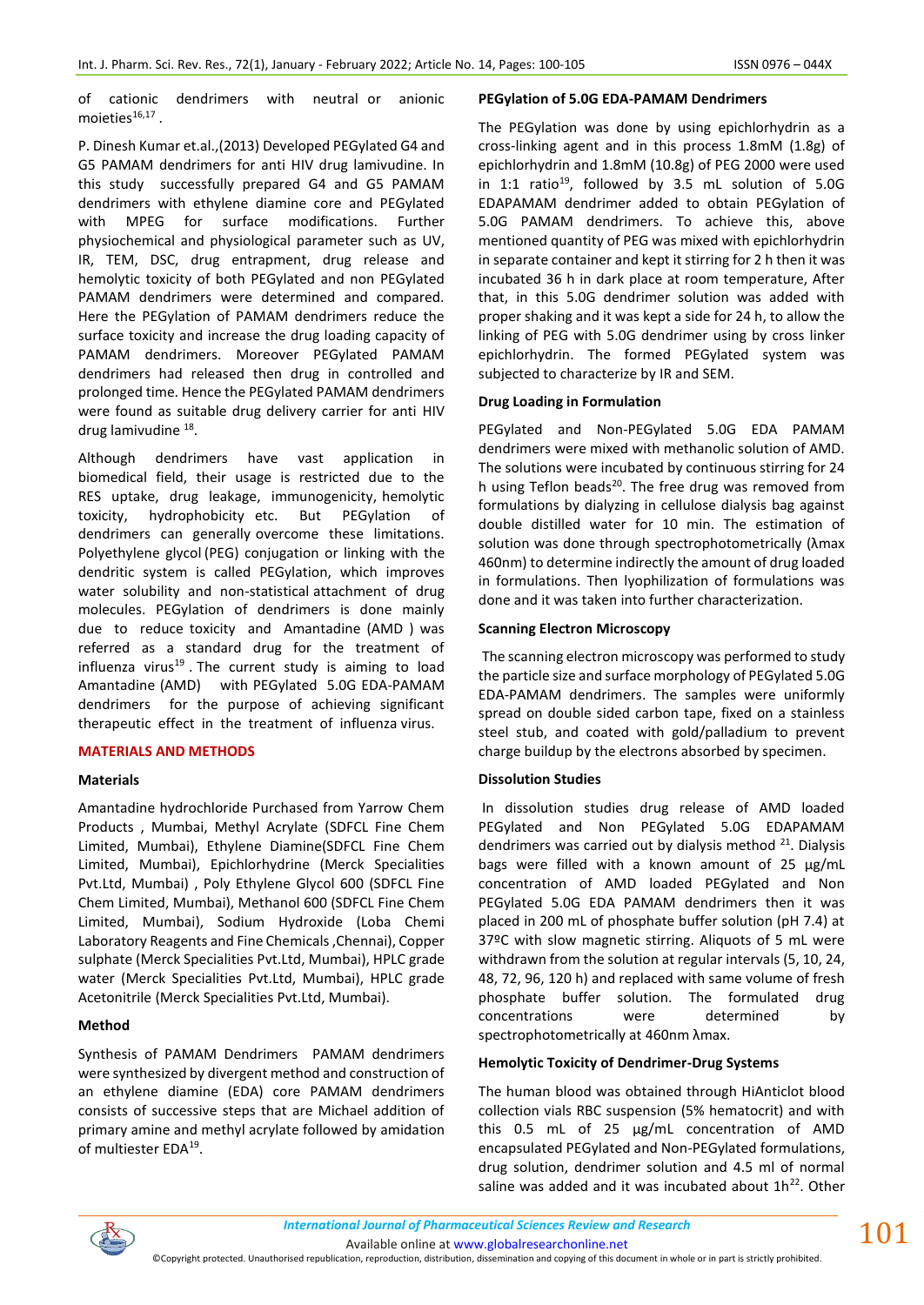of cationic dendrimers with neutral or anionic moieties[16,17] .

P. Dinesh Kumar et.al.,(2013) Developed PEGylated G4 and G5 PAMAM dendrimers for anti HIV drug lamivudine. In this study successfully prepared G4 and G5 PAMAM dendrimers with ethylene diamine core and PEGylated with MPEG for surface modifications. Further physiochemical and physiological parameter such as UV, IR, TEM, DSC, drug entrapment, drug release and hemolytic toxicity of both PEGylated and non PEGylated PAMAM dendrimers were determined and compared. Here the PEGylation of PAMAM dendrimers reduce the surface toxicity and increase the drug loading capacity of PAMAM dendrimers. Moreover PEGylated PAMAM dendrimers had released then drug in controlled and prolonged time. Hence the PEGylated PAMAM dendrimers were found as suitable drug delivery carrier for anti HIV drug lamivudine [18].

Although dendrimers have vast application in biomedical field, their usage is restricted due to the RES uptake, drug leakage, immunogenicity, hemolytic toxicity, hydrophobicity etc. But PEGylation of dendrimers can generally overcome these limitations. Polyethylene glycol (PEG) conjugation or linking with the dendritic system is called PEGylation, which improves water solubility and non-statistical attachment of drug molecules. PEGylation of dendrimers is done mainly due to reduce toxicity and Amantadine (AMD ) was referred as a standard drug for the treatment of influenza virus[19] . The current study is aiming to load Amantadine (AMD) with PEGylated 5.0G EDA-PAMAM dendrimers for the purpose of achieving significant therapeutic effect in the treatment of influenza virus.

## MATERIALS AND METHODS

### Materials

Amantadine hydrochloride Purchased from Yarrow Chem Products , Mumbai, Methyl Acrylate (SDFCL Fine Chem Limited, Mumbai), Ethylene Diamine(SDFCL Fine Chem Limited, Mumbai), Epichlorhydrine (Merck Specialities Pvt.Ltd, Mumbai) , Poly Ethylene Glycol 600 (SDFCL Fine Chem Limited, Mumbai), Methanol 600 (SDFCL Fine Chem Limited, Mumbai), Sodium Hydroxide (Loba Chemi Laboratory Reagents and Fine Chemicals ,Chennai), Copper sulphate (Merck Specialities Pvt.Ltd, Mumbai), HPLC grade water (Merck Specialities Pvt.Ltd, Mumbai), HPLC grade Acetonitrile (Merck Specialities Pvt.Ltd, Mumbai).

### Method

Synthesis of PAMAM Dendrimers PAMAM dendrimers were synthesized by divergent method and construction of an ethylene diamine (EDA) core PAMAM dendrimers consists of successive steps that are Michael addition of primary amine and methyl acrylate followed by amidation of multiester EDA[19].

### PEGylation of 5.0G EDA-PAMAM Dendrimers

The PEGylation was done by using epichlorhydrin as a cross-linking agent and in this process 1.8mM (1.8g) of epichlorhydrin and 1.8mM (10.8g) of PEG 2000 were used in 1:1 ratio[19], followed by 3.5 mL solution of 5.0G EDAPAMAM dendrimer added to obtain PEGylation of 5.0G PAMAM dendrimers. To achieve this, above mentioned quantity of PEG was mixed with epichlorhydrin in separate container and kept it stirring for 2 h then it was incubated 36 h in dark place at room temperature, After that, in this 5.0G dendrimer solution was added with proper shaking and it was kept a side for 24 h, to allow the linking of PEG with 5.0G dendrimer using by cross linker epichlorhydrin. The formed PEGylated system was subjected to characterize by IR and SEM.

### Drug Loading in Formulation

PEGylated and Non-PEGylated 5.0G EDA PAMAM dendrimers were mixed with methanolic solution of AMD. The solutions were incubated by continuous stirring for 24 h using Teflon beads[20]. The free drug was removed from formulations by dialyzing in cellulose dialysis bag against double distilled water for 10 min. The estimation of solution was done through spectrophotometrically (λmax 460nm) to determine indirectly the amount of drug loaded in formulations. Then lyophilization of formulations was done and it was taken into further characterization.

### Scanning Electron Microscopy

The scanning electron microscopy was performed to study the particle size and surface morphology of PEGylated 5.0G EDA-PAMAM dendrimers. The samples were uniformly spread on double sided carbon tape, fixed on a stainless steel stub, and coated with gold/palladium to prevent charge buildup by the electrons absorbed by specimen.

### Dissolution Studies

In dissolution studies drug release of AMD loaded PEGylated and Non PEGylated 5.0G EDAPAMAM dendrimers was carried out by dialysis method [21]. Dialysis bags were filled with a known amount of 25 µg/mL concentration of AMD loaded PEGylated and Non PEGylated 5.0G EDA PAMAM dendrimers then it was placed in 200 mL of phosphate buffer solution (pH 7.4) at 37ºC with slow magnetic stirring. Aliquots of 5 mL were withdrawn from the solution at regular intervals (5, 10, 24, 48, 72, 96, 120 h) and replaced with same volume of fresh phosphate buffer solution. The formulated drug concentrations were determined by spectrophotometrically at 460nm λmax.

### Hemolytic Toxicity of Dendrimer-Drug Systems

The human blood was obtained through HiAnticlot blood collection vials RBC suspension (5% hematocrit) and with this 0.5 mL of 25 µg/mL concentration of AMD encapsulated PEGylated and Non-PEGylated formulations, drug solution, dendrimer solution and 4.5 ml of normal saline was added and it was incubated about 1h[22]. Other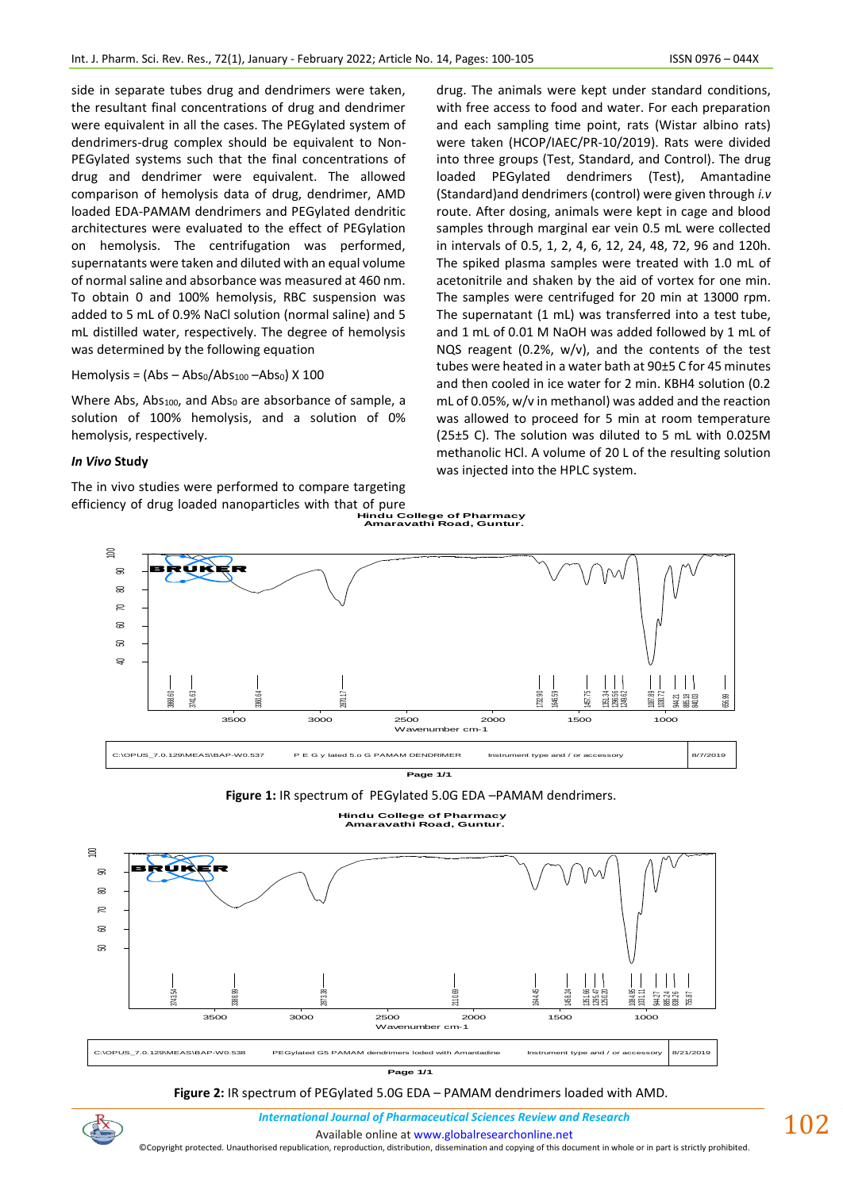side in separate tubes drug and dendrimers were taken, the resultant final concentrations of drug and dendrimer were equivalent in all the cases. The PEGylated system of dendrimers-drug complex should be equivalent to Non-PEGylated systems such that the final concentrations of drug and dendrimer were equivalent. The allowed comparison of hemolysis data of drug, dendrimer, AMD loaded EDA-PAMAM dendrimers and PEGylated dendritic architectures were evaluated to the effect of PEGylation on hemolysis. The centrifugation was performed, supernatants were taken and diluted with an equal volume of normal saline and absorbance was measured at 460 nm. To obtain 0 and 100% hemolysis, RBC suspension was added to 5 mL of 0.9% NaCl solution (normal saline) and 5 mL distilled water, respectively. The degree of hemolysis was determined by the following equation

$$\text{Hemolysis} = (\text{Abs} - \text{Abs}_0/\text{Abs}_{100} - \text{Abs}_0) \times 100$$

Where Abs, $\text{Abs}_{100}$, and $\text{Abs}_0$ are absorbance of sample, a solution of 100% hemolysis, and a solution of 0% hemolysis, respectively.

### *In Vivo* Study

The in vivo studies were performed to compare targeting efficiency of drug loaded nanoparticles with that of pure drug. The animals were kept under standard conditions, with free access to food and water. For each preparation and each sampling time point, rats (Wistar albino rats) were taken (HCOP/IAEC/PR-10/2019). Rats were divided into three groups (Test, Standard, and Control). The drug loaded PEGylated dendrimers (Test), Amantadine (Standard)and dendrimers (control) were given through *i.v* route. After dosing, animals were kept in cage and blood samples through marginal ear vein 0.5 mL were collected in intervals of 0.5, 1, 2, 4, 6, 12, 24, 48, 72, 96 and 120h. The spiked plasma samples were treated with 1.0 mL of acetonitrile and shaken by the aid of vortex for one min. The samples were centrifuged for 20 min at 13000 rpm. The supernatant (1 mL) was transferred into a test tube, and 1 mL of 0.01 M NaOH was added followed by 1 mL of NQS reagent (0.2%, w/v), and the contents of the test tubes were heated in a water bath at 90±5 C for 45 minutes and then cooled in ice water for 2 min. $KBH_4$ solution (0.2 mL of 0.05%, w/v in methanol) was added and the reaction was allowed to proceed for 5 min at room temperature (25±5 C). The solution was diluted to 5 mL with 0.025M methanolic HCl. A volume of 20 L of the resulting solution was injected into the HPLC system.

**Figure 1:** IR spectrum of PEGylated 5.0G EDA –PAMAM dendrimers.

**Figure 2:** IR spectrum of PEGylated 5.0G EDA – PAMAM dendrimers loaded with AMD.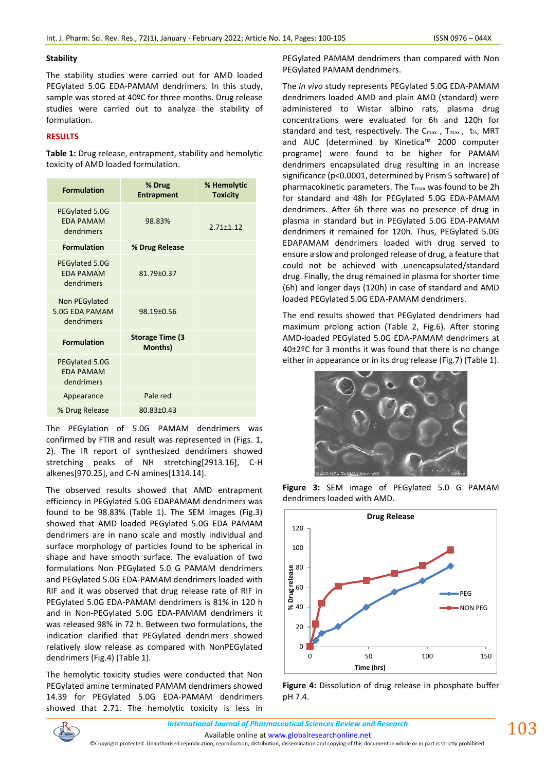### Stability

The stability studies were carried out for AMD loaded PEGylated 5.0G EDA-PAMAM dendrimers. In this study, sample was stored at 40ºC for three months. Drug release studies were carried out to analyze the stability of formulation.

## RESULTS

**Table 1:** Drug release, entrapment, stability and hemolytic toxicity of AMD loaded formulation.

| Formulation | % Drug Entrapment | % Hemolytic Toxicity |
|---|---|---|
| PEGylated 5.0G EDA PAMAM dendrimers | 98.83% | 2.71±1.12 |
| **Formulation** | **% Drug Release** | |
| PEGylated 5.0G EDA PAMAM dendrimers | 81.79±0.37 | |
| Non PEGylated 5.0G EDA PAMAM dendrimers | 98.19±0.56 | |
| **Formulation** | **Storage Time (3 Months)** | |
| PEGylated 5.0G EDA PAMAM dendrimers | | |
| Appearance | Pale red | |
| % Drug Release | 80.83±0.43 | |

The PEGylation of 5.0G PAMAM dendrimers was confirmed by FTIR and result was represented in (Figs. 1, 2). The IR report of synthesized dendrimers showed stretching peaks of NH stretching[2913.16], C-H alkenes[970.25], and C-N amines[1314.14].

The observed results showed that AMD entrapment efficiency in PEGylated 5.0G EDAPAMAM dendrimers was found to be 98.83% (Table 1). The SEM images (Fig.3) showed that AMD loaded PEGylated 5.0G EDA PAMAM dendrimers are in nano scale and mostly individual and surface morphology of particles found to be spherical in shape and have smooth surface. The evaluation of two formulations Non PEGylated 5.0 G PAMAM dendrimers and PEGylated 5.0G EDA-PAMAM dendrimers loaded with RIF and it was observed that drug release rate of RIF in PEGylated 5.0G EDA-PAMAM dendrimers is 81% in 120 h and in Non-PEGylated 5.0G EDA-PAMAM dendrimers it was released 98% in 72 h. Between two formulations, the indication clarified that PEGylated dendrimers showed relatively slow release as compared with NonPEGylated dendrimers (Fig.4) (Table 1).

The hemolytic toxicity studies were conducted that Non PEGylated amine terminated PAMAM dendrimers showed 14.39 for PEGylated 5.0G EDA-PAMAM dendrimers showed that 2.71. The hemolytic toxicity is less in PEGylated PAMAM dendrimers than compared with Non PEGylated PAMAM dendrimers.

The *in vivo* study represents PEGylated 5.0G EDA-PAMAM dendrimers loaded AMD and plain AMD (standard) were administered to Wistar albino rats, plasma drug concentrations were evaluated for 6h and 120h for standard and test, respectively. The $C_{max}$ , $T_{max}$ , $t_{½}$, MRT and AUC (determined by Kinetica™ 2000 computer programe) were found to be higher for PAMAM dendrimers encapsulated drug resulting in an increase significance ($p<0.0001$, determined by Prism 5 software) of pharmacokinetic parameters. The $T_{max}$ was found to be 2h for standard and 48h for PEGylated 5.0G EDA-PAMAM dendrimers. After 6h there was no presence of drug in plasma in standard but in PEGylated 5.0G EDA-PAMAM dendrimers it remained for 120h. Thus, PEGylated 5.0G EDAPAMAM dendrimers loaded with drug served to ensure a slow and prolonged release of drug, a feature that could not be achieved with unencapsulated/standard drug. Finally, the drug remained in plasma for shorter time (6h) and longer days (120h) in case of standard and AMD loaded PEGylated 5.0G EDA-PAMAM dendrimers.

The end results showed that PEGylated dendrimers had maximum prolong action (Table 2, Fig.6). After storing AMD-loaded PEGylated 5.0G EDA-PAMAM dendrimers at 40±2ºC for 3 months it was found that there is no change either in appearance or in its drug release (Fig.7) (Table 1).

**Figure 3:** SEM image of PEGylated 5.0 G PAMAM dendrimers loaded with AMD.

**Figure 4:** Dissolution of drug release in phosphate buffer pH 7.4.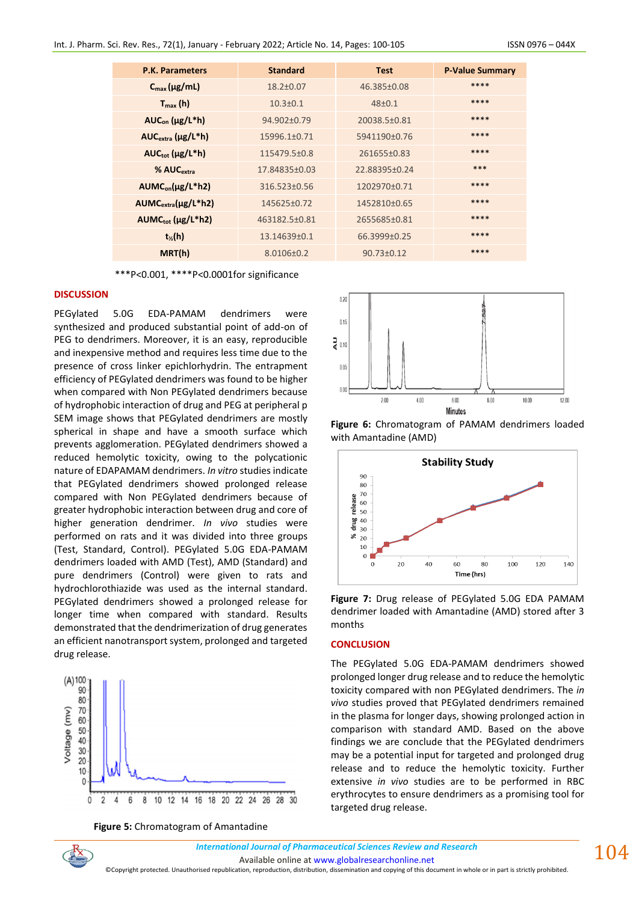| P.K. Parameters | Standard | Test | P-Value Summary |
|---|---|---|---|
| $C_{max}$ (μg/mL) | 18.2±0.07 | 46.385±0.08 | **** |
| $T_{max}$ (h) | 10.3±0.1 | 48±0.1 | **** |
| $AUC_{on}$ (μg/L*h) | 94.902±0.79 | 20038.5±0.81 | **** |
| $AUC_{extra}$ (μg/L*h) | 15996.1±0.71 | 5941190±0.76 | **** |
| $AUC_{tot}$ (μg/L*h) | 115479.5±0.8 | 261655±0.83 | **** |
| % $AUC_{extra}$ | 17.84835±0.03 | 22.88395±0.24 | *** |
| $AUMC_{on}$(μg/L*h2) | 316.523±0.56 | 1202970±0.71 | **** |
| $AUMC_{extra}$(μg/L*h2) | 145625±0.72 | 1452810±0.65 | **** |
| $AUMC_{tot}$ (μg/L*h2) | 463182.5±0.81 | 2655685±0.81 | **** |
| $t_{½}$(h) | 13.14639±0.1 | 66.3999±0.25 | **** |
| MRT(h) | 8.0106±0.2 | 90.73±0.12 | **** |

***P<0.001, ****P<0.0001for significance

## DISCUSSION

PEGylated 5.0G EDA-PAMAM dendrimers were synthesized and produced substantial point of add-on of PEG to dendrimers. Moreover, it is an easy, reproducible and inexpensive method and requires less time due to the presence of cross linker epichlorhydrin. The entrapment efficiency of PEGylated dendrimers was found to be higher when compared with Non PEGylated dendrimers because of hydrophobic interaction of drug and PEG at peripheral p SEM image shows that PEGylated dendrimers are mostly spherical in shape and have a smooth surface which prevents agglomeration. PEGylated dendrimers showed a reduced hemolytic toxicity, owing to the polycationic nature of EDAPAMAM dendrimers. *In vitro* studies indicate that PEGylated dendrimers showed prolonged release compared with Non PEGylated dendrimers because of greater hydrophobic interaction between drug and core of higher generation dendrimer. *In vivo* studies were performed on rats and it was divided into three groups (Test, Standard, Control). PEGylated 5.0G EDA-PAMAM dendrimers loaded with AMD (Test), AMD (Standard) and pure dendrimers (Control) were given to rats and hydrochlorothiazide was used as the internal standard. PEGylated dendrimers showed a prolonged release for longer time when compared with standard. Results demonstrated that the dendrimerization of drug generates an efficient nanotransport system, prolonged and targeted drug release.

Figure 5: Chromatogram of Amantadine

Figure 6: Chromatogram of PAMAM dendrimers loaded with Amantadine (AMD)

Figure 7: Drug release of PEGylated 5.0G EDA PAMAM dendrimer loaded with Amantadine (AMD) stored after 3 months

## CONCLUSION

The PEGylated 5.0G EDA-PAMAM dendrimers showed prolonged longer drug release and to reduce the hemolytic toxicity compared with non PEGylated dendrimers. The *in vivo* studies proved that PEGylated dendrimers remained in the plasma for longer days, showing prolonged action in comparison with standard AMD. Based on the above findings we are conclude that the PEGylated dendrimers may be a potential input for targeted and prolonged drug release and to reduce the hemolytic toxicity. Further extensive *in vivo* studies are to be performed in RBC erythrocytes to ensure dendrimers as a promising tool for targeted drug release.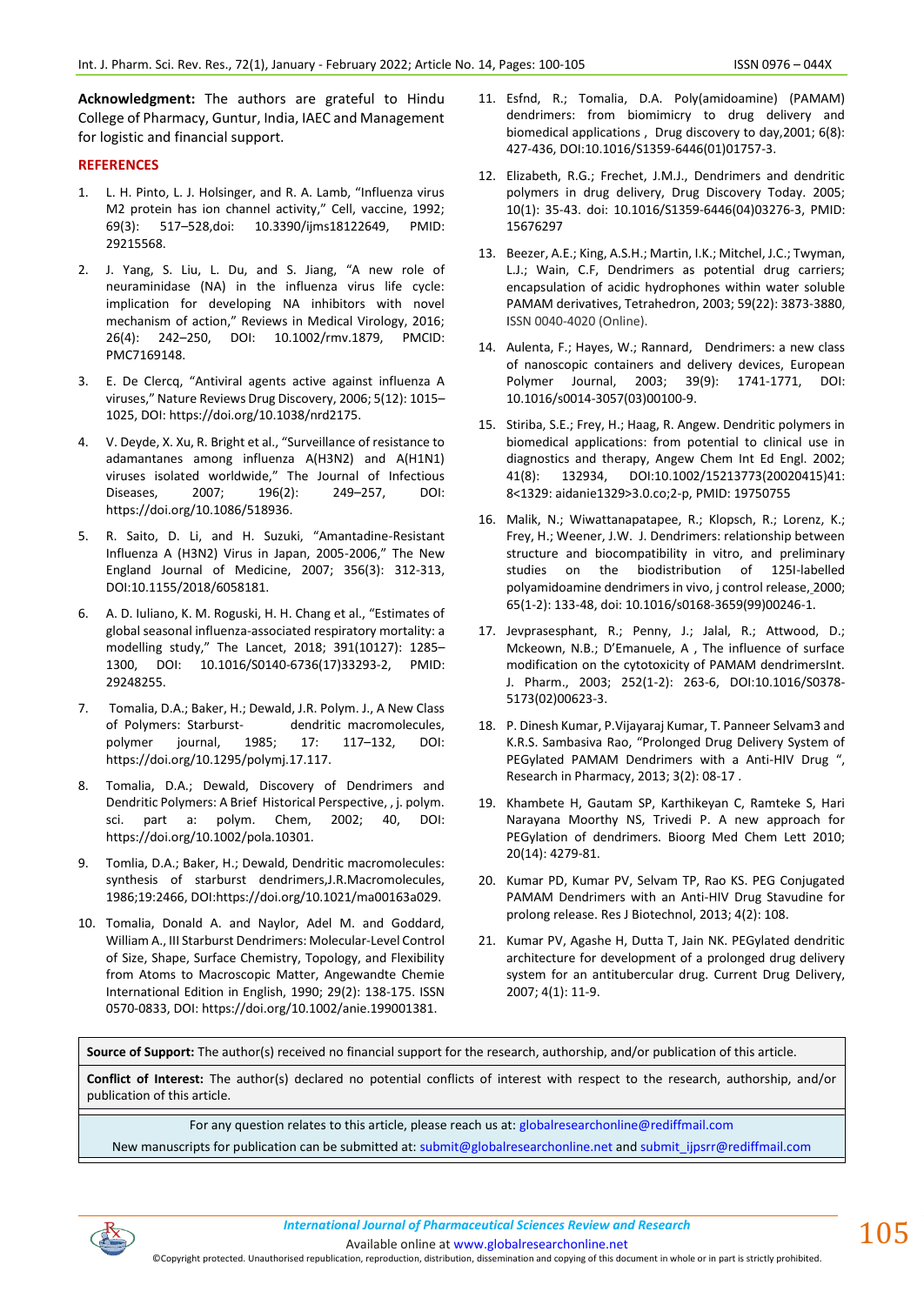**Acknowledgment:** The authors are grateful to Hindu College of Pharmacy, Guntur, India, IAEC and Management for logistic and financial support.

## REFERENCES

1. L. H. Pinto, L. J. Holsinger, and R. A. Lamb, "Influenza virus M2 protein has ion channel activity," Cell, vaccine, 1992; 69(3): 517–528,doi: 10.3390/ijms18122649, PMID: 29215568.

2. J. Yang, S. Liu, L. Du, and S. Jiang, "A new role of neuraminidase (NA) in the influenza virus life cycle: implication for developing NA inhibitors with novel mechanism of action," Reviews in Medical Virology, 2016; 26(4): 242–250, DOI: 10.1002/rmv.1879, PMCID: PMC7169148.

3. E. De Clercq, "Antiviral agents active against influenza A viruses," Nature Reviews Drug Discovery, 2006; 5(12): 1015–1025, DOI: https://doi.org/10.1038/nrd2175.

4. V. Deyde, X. Xu, R. Bright et al., "Surveillance of resistance to adamantanes among influenza A(H3N2) and A(H1N1) viruses isolated worldwide," The Journal of Infectious Diseases, 2007; 196(2): 249–257, DOI: https://doi.org/10.1086/518936.

5. R. Saito, D. Li, and H. Suzuki, "Amantadine-Resistant Influenza A (H3N2) Virus in Japan, 2005-2006," The New England Journal of Medicine, 2007; 356(3): 312-313, DOI:10.1155/2018/6058181.

6. A. D. Iuliano, K. M. Roguski, H. H. Chang et al., "Estimates of global seasonal influenza-associated respiratory mortality: a modelling study," The Lancet, 2018; 391(10127): 1285–1300, DOI: 10.1016/S0140-6736(17)33293-2, PMID: 29248255.

7. Tomalia, D.A.; Baker, H.; Dewald, J.R. Polym. J., A New Class of Polymers: Starburst- dendritic macromolecules, polymer journal, 1985; 17: 117–132, DOI: https://doi.org/10.1295/polymj.17.117.

8. Tomalia, D.A.; Dewald, Discovery of Dendrimers and Dendritic Polymers: A Brief Historical Perspective, , j. polym. sci. part a: polym. Chem, 2002; 40, DOI: https://doi.org/10.1002/pola.10301.

9. Tomlia, D.A.; Baker, H.; Dewald, Dendritic macromolecules: synthesis of starburst dendrimers,J.R.Macromolecules, 1986;19:2466, DOI:https://doi.org/10.1021/ma00163a029.

10. Tomalia, Donald A. and Naylor, Adel M. and Goddard, William A., III Starburst Dendrimers: Molecular-Level Control of Size, Shape, Surface Chemistry, Topology, and Flexibility from Atoms to Macroscopic Matter, Angewandte Chemie International Edition in English, 1990; 29(2): 138-175. ISSN 0570-0833, DOI: https://doi.org/10.1002/anie.199001381.

11. Esfnd, R.; Tomalia, D.A. Poly(amidoamine) (PAMAM) dendrimers: from biomimicry to drug delivery and biomedical applications , Drug discovery to day,2001; 6(8): 427-436, DOI:10.1016/S1359-6446(01)01757-3.

12. Elizabeth, R.G.; Frechet, J.M.J., Dendrimers and dendritic polymers in drug delivery, Drug Discovery Today. 2005; 10(1): 35-43. doi: 10.1016/S1359-6446(04)03276-3, PMID: 15676297

13. Beezer, A.E.; King, A.S.H.; Martin, I.K.; Mitchel, J.C.; Twyman, L.J.; Wain, C.F, Dendrimers as potential drug carriers; encapsulation of acidic hydrophones within water soluble PAMAM derivatives, Tetrahedron, 2003; 59(22): 3873-3880, ISSN 0040-4020 (Online).

14. Aulenta, F.; Hayes, W.; Rannard, Dendrimers: a new class of nanoscopic containers and delivery devices, European Polymer Journal, 2003; 39(9): 1741-1771, DOI: 10.1016/s0014-3057(03)00100-9.

15. Stiriba, S.E.; Frey, H.; Haag, R. Angew. Dendritic polymers in biomedical applications: from potential to clinical use in diagnostics and therapy, Angew Chem Int Ed Engl. 2002; 41(8): 132934, DOI:10.1002/15213773(20020415)41: 8<1329: aidanie1329>3.0.co;2-p, PMID: 19750755

16. Malik, N.; Wiwattanapatapee, R.; Klopsch, R.; Lorenz, K.; Frey, H.; Weener, J.W. J. Dendrimers: relationship between structure and biocompatibility in vitro, and preliminary studies on the biodistribution of 125I-labelled polyamidoamine dendrimers in vivo, j control release, 2000; 65(1-2): 133-48, doi: 10.1016/s0168-3659(99)00246-1.

17. Jevprasesphant, R.; Penny, J.; Jalal, R.; Attwood, D.; Mckeown, N.B.; D'Emanuele, A , The influence of surface modification on the cytotoxicity of PAMAM dendrimersInt. J. Pharm., 2003; 252(1-2): 263-6, DOI:10.1016/S0378-5173(02)00623-3.

18. P. Dinesh Kumar, P.Vijayaraj Kumar, T. Panneer Selvam3 and K.R.S. Sambasiva Rao, "Prolonged Drug Delivery System of PEGylated PAMAM Dendrimers with a Anti-HIV Drug ", Research in Pharmacy, 2013; 3(2): 08-17 .

19. Khambete H, Gautam SP, Karthikeyan C, Ramteke S, Hari Narayana Moorthy NS, Trivedi P. A new approach for PEGylation of dendrimers. Bioorg Med Chem Lett 2010; 20(14): 4279-81.

20. Kumar PD, Kumar PV, Selvam TP, Rao KS. PEG Conjugated PAMAM Dendrimers with an Anti-HIV Drug Stavudine for prolong release. Res J Biotechnol, 2013; 4(2): 108.

21. Kumar PV, Agashe H, Dutta T, Jain NK. PEGylated dendritic architecture for development of a prolonged drug delivery system for an antitubercular drug. Current Drug Delivery, 2007; 4(1): 11-9.

**Source of Support:** The author(s) received no financial support for the research, authorship, and/or publication of this article.

**Conflict of Interest:** The author(s) declared no potential conflicts of interest with respect to the research, authorship, and/or publication of this article.

For any question relates to this article, please reach us at: globalresearchonline@rediffmail.com

New manuscripts for publication can be submitted at: submit@globalresearchonline.net and submit_ijpsrr@rediffmail.com